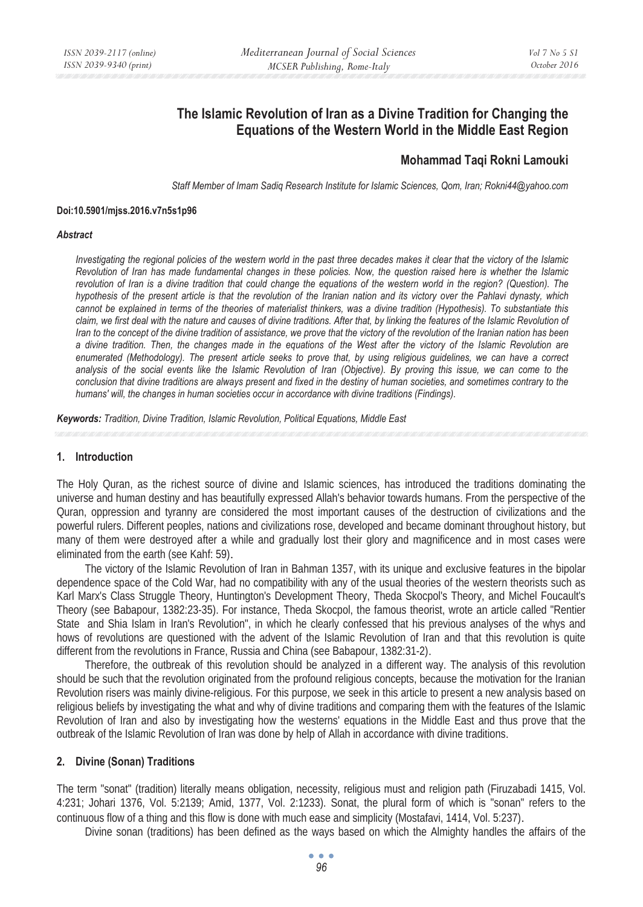# The Islamic Revolution of Iran as a Divine Tradition for Changing the Equations of the Western World in the Middle East Region

**Mohammad Taqi Rokni Lamouki**

*Staff Member of Imam Sadiq Research Institute for Islamic Sciences, Qom, Iran; Rokni44@yahoo.com*

**Doi:10.5901/mjss.2016.v7n5s1p96**

***Abstract***

*Investigating the regional policies of the western world in the past three decades makes it clear that the victory of the Islamic Revolution of Iran has made fundamental changes in these policies. Now, the question raised here is whether the Islamic revolution of Iran is a divine tradition that could change the equations of the western world in the region? (Question). The hypothesis of the present article is that the revolution of the Iranian nation and its victory over the Pahlavi dynasty, which cannot be explained in terms of the theories of materialist thinkers, was a divine tradition (Hypothesis). To substantiate this claim, we first deal with the nature and causes of divine traditions. After that, by linking the features of the Islamic Revolution of Iran to the concept of the divine tradition of assistance, we prove that the victory of the revolution of the Iranian nation has been a divine tradition. Then, the changes made in the equations of the West after the victory of the Islamic Revolution are enumerated (Methodology). The present article seeks to prove that, by using religious guidelines, we can have a correct analysis of the social events like the Islamic Revolution of Iran (Objective). By proving this issue, we can come to the conclusion that divine traditions are always present and fixed in the destiny of human societies, and sometimes contrary to the humans' will, the changes in human societies occur in accordance with divine traditions (Findings).*

***Keywords:*** *Tradition, Divine Tradition, Islamic Revolution, Political Equations, Middle East*

## 1. Introduction

The Holy Quran, as the richest source of divine and Islamic sciences, has introduced the traditions dominating the universe and human destiny and has beautifully expressed Allah's behavior towards humans. From the perspective of the Quran, oppression and tyranny are considered the most important causes of the destruction of civilizations and the powerful rulers. Different peoples, nations and civilizations rose, developed and became dominant throughout history, but many of them were destroyed after a while and gradually lost their glory and magnificence and in most cases were eliminated from the earth (see Kahf: 59).

The victory of the Islamic Revolution of Iran in Bahman 1357, with its unique and exclusive features in the bipolar dependence space of the Cold War, had no compatibility with any of the usual theories of the western theorists such as Karl Marx's Class Struggle Theory, Huntington's Development Theory, Theda Skocpol's Theory, and Michel Foucault's Theory (see Babapour, 1382:23-35). For instance, Theda Skocpol, the famous theorist, wrote an article called "Rentier State and Shia Islam in Iran's Revolution", in which he clearly confessed that his previous analyses of the whys and hows of revolutions are questioned with the advent of the Islamic Revolution of Iran and that this revolution is quite different from the revolutions in France, Russia and China (see Babapour, 1382:31-2).

Therefore, the outbreak of this revolution should be analyzed in a different way. The analysis of this revolution should be such that the revolution originated from the profound religious concepts, because the motivation for the Iranian Revolution risers was mainly divine-religious. For this purpose, we seek in this article to present a new analysis based on religious beliefs by investigating the what and why of divine traditions and comparing them with the features of the Islamic Revolution of Iran and also by investigating how the westerns' equations in the Middle East and thus prove that the outbreak of the Islamic Revolution of Iran was done by help of Allah in accordance with divine traditions.

## 2. Divine (Sonan) Traditions

The term "sonat" (tradition) literally means obligation, necessity, religious must and religion path (Firuzabadi 1415, Vol. 4:231; Johari 1376, Vol. 5:2139; Amid, 1377, Vol. 2:1233). Sonat, the plural form of which is "sonan" refers to the continuous flow of a thing and this flow is done with much ease and simplicity (Mostafavi, 1414, Vol. 5:237).

Divine sonan (traditions) has been defined as the ways based on which the Almighty handles the affairs of the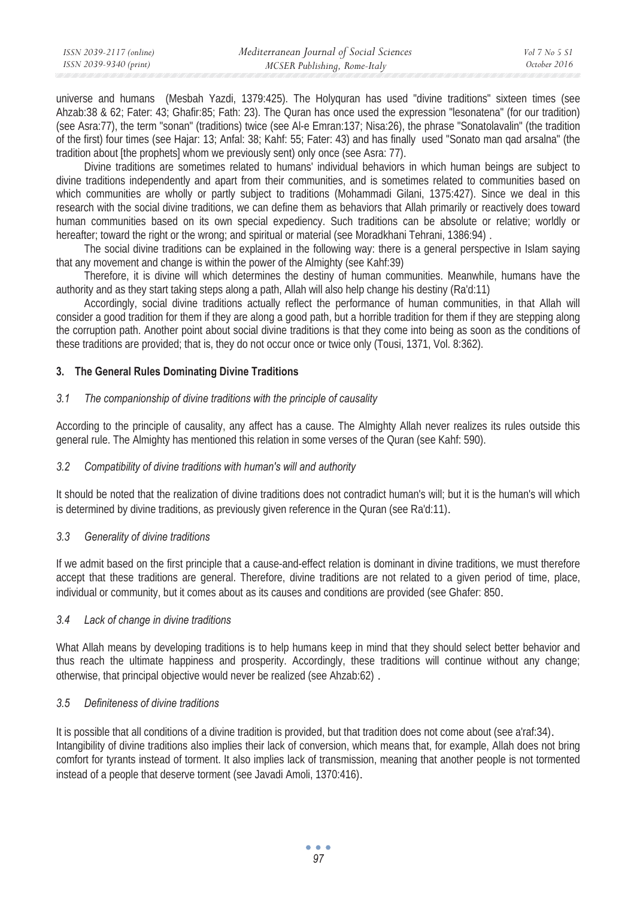universe and humans (Mesbah Yazdi, 1379:425). The Holyquran has used "divine traditions" sixteen times (see Ahzab:38 & 62; Fater: 43; Ghafir:85; Fath: 23). The Quran has once used the expression "lesonatena" (for our tradition) (see Asra:77), the term "sonan" (traditions) twice (see Al-e Emran:137; Nisa:26), the phrase "Sonatolavalin" (the tradition of the first) four times (see Hajar: 13; Anfal: 38; Kahf: 55; Fater: 43) and has finally used "Sonato man qad arsalna" (the tradition about [the prophets] whom we previously sent) only once (see Asra: 77).

Divine traditions are sometimes related to humans' individual behaviors in which human beings are subject to divine traditions independently and apart from their communities, and is sometimes related to communities based on which communities are wholly or partly subject to traditions (Mohammadi Gilani, 1375:427). Since we deal in this research with the social divine traditions, we can define them as behaviors that Allah primarily or reactively does toward human communities based on its own special expediency. Such traditions can be absolute or relative; worldly or hereafter; toward the right or the wrong; and spiritual or material (see Moradkhani Tehrani, 1386:94) .

The social divine traditions can be explained in the following way: there is a general perspective in Islam saying that any movement and change is within the power of the Almighty (see Kahf:39)

Therefore, it is divine will which determines the destiny of human communities. Meanwhile, humans have the authority and as they start taking steps along a path, Allah will also help change his destiny (Ra'd:11)

Accordingly, social divine traditions actually reflect the performance of human communities, in that Allah will consider a good tradition for them if they are along a good path, but a horrible tradition for them if they are stepping along the corruption path. Another point about social divine traditions is that they come into being as soon as the conditions of these traditions are provided; that is, they do not occur once or twice only (Tousi, 1371, Vol. 8:362).

## 3. The General Rules Dominating Divine Traditions

### *3.1 The companionship of divine traditions with the principle of causality*

According to the principle of causality, any affect has a cause. The Almighty Allah never realizes its rules outside this general rule. The Almighty has mentioned this relation in some verses of the Quran (see Kahf: 590).

### *3.2 Compatibility of divine traditions with human's will and authority*

It should be noted that the realization of divine traditions does not contradict human's will; but it is the human's will which is determined by divine traditions, as previously given reference in the Quran (see Ra'd:11).

### *3.3 Generality of divine traditions*

If we admit based on the first principle that a cause-and-effect relation is dominant in divine traditions, we must therefore accept that these traditions are general. Therefore, divine traditions are not related to a given period of time, place, individual or community, but it comes about as its causes and conditions are provided (see Ghafer: 850.

### *3.4 Lack of change in divine traditions*

What Allah means by developing traditions is to help humans keep in mind that they should select better behavior and thus reach the ultimate happiness and prosperity. Accordingly, these traditions will continue without any change; otherwise, that principal objective would never be realized (see Ahzab:62) .

### *3.5 Definiteness of divine traditions*

It is possible that all conditions of a divine tradition is provided, but that tradition does not come about (see a'raf:34). Intangibility of divine traditions also implies their lack of conversion, which means that, for example, Allah does not bring comfort for tyrants instead of torment. It also implies lack of transmission, meaning that another people is not tormented instead of a people that deserve torment (see Javadi Amoli, 1370:416).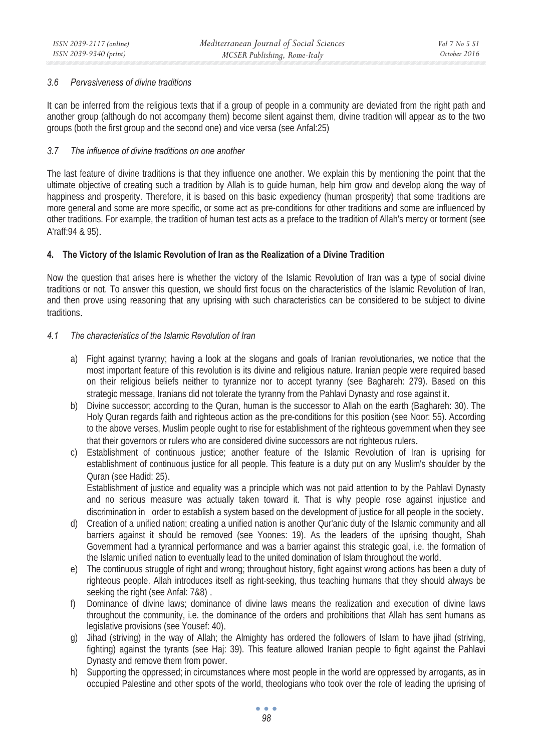### *3.6 Pervasiveness of divine traditions*

It can be inferred from the religious texts that if a group of people in a community are deviated from the right path and another group (although do not accompany them) become silent against them, divine tradition will appear as to the two groups (both the first group and the second one) and vice versa (see Anfal:25)

### *3.7 The influence of divine traditions on one another*

The last feature of divine traditions is that they influence one another. We explain this by mentioning the point that the ultimate objective of creating such a tradition by Allah is to guide human, help him grow and develop along the way of happiness and prosperity. Therefore, it is based on this basic expediency (human prosperity) that some traditions are more general and some are more specific, or some act as pre-conditions for other traditions and some are influenced by other traditions. For example, the tradition of human test acts as a preface to the tradition of Allah's mercy or torment (see A'raff:94 & 95).

## 4. The Victory of the Islamic Revolution of Iran as the Realization of a Divine Tradition

Now the question that arises here is whether the victory of the Islamic Revolution of Iran was a type of social divine traditions or not. To answer this question, we should first focus on the characteristics of the Islamic Revolution of Iran, and then prove using reasoning that any uprising with such characteristics can be considered to be subject to divine traditions.

### *4.1 The characteristics of the Islamic Revolution of Iran*

a) Fight against tyranny; having a look at the slogans and goals of Iranian revolutionaries, we notice that the most important feature of this revolution is its divine and religious nature. Iranian people were required based on their religious beliefs neither to tyrannize nor to accept tyranny (see Baghareh: 279). Based on this strategic message, Iranians did not tolerate the tyranny from the Pahlavi Dynasty and rose against it.

b) Divine successor; according to the Quran, human is the successor to Allah on the earth (Baghareh: 30). The Holy Quran regards faith and righteous action as the pre-conditions for this position (see Noor: 55). According to the above verses, Muslim people ought to rise for establishment of the righteous government when they see that their governors or rulers who are considered divine successors are not righteous rulers.

c) Establishment of continuous justice; another feature of the Islamic Revolution of Iran is uprising for establishment of continuous justice for all people. This feature is a duty put on any Muslim's shoulder by the Quran (see Hadid: 25).

   Establishment of justice and equality was a principle which was not paid attention to by the Pahlavi Dynasty and no serious measure was actually taken toward it. That is why people rose against injustice and discrimination in order to establish a system based on the development of justice for all people in the society.

d) Creation of a unified nation; creating a unified nation is another Qur'anic duty of the Islamic community and all barriers against it should be removed (see Yoones: 19). As the leaders of the uprising thought, Shah Government had a tyrannical performance and was a barrier against this strategic goal, i.e. the formation of the Islamic unified nation to eventually lead to the united domination of Islam throughout the world.

e) The continuous struggle of right and wrong; throughout history, fight against wrong actions has been a duty of righteous people. Allah introduces itself as right-seeking, thus teaching humans that they should always be seeking the right (see Anfal: 7&8) .

f) Dominance of divine laws; dominance of divine laws means the realization and execution of divine laws throughout the community, i.e. the dominance of the orders and prohibitions that Allah has sent humans as legislative provisions (see Yousef: 40).

g) Jihad (striving) in the way of Allah; the Almighty has ordered the followers of Islam to have jihad (striving, fighting) against the tyrants (see Haj: 39). This feature allowed Iranian people to fight against the Pahlavi Dynasty and remove them from power.

h) Supporting the oppressed; in circumstances where most people in the world are oppressed by arrogants, as in occupied Palestine and other spots of the world, theologians who took over the role of leading the uprising of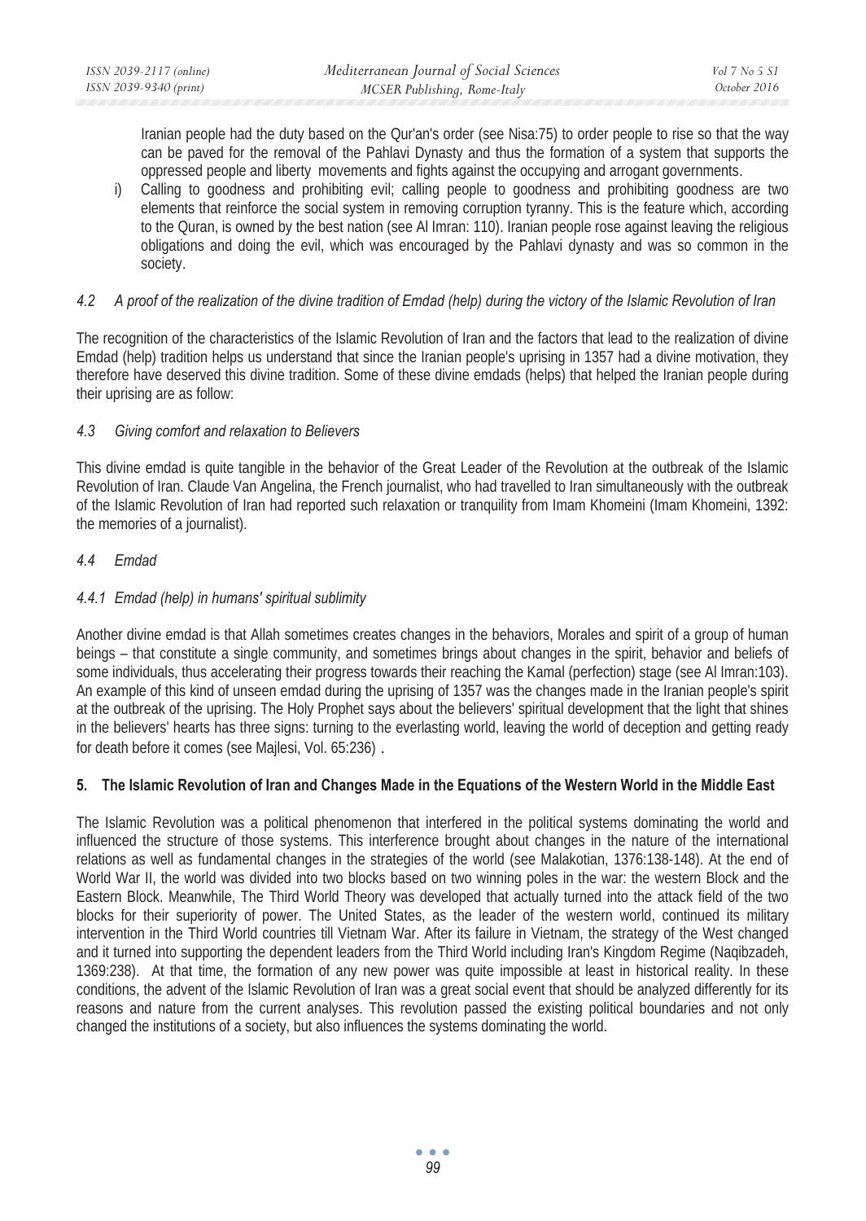Iranian people had the duty based on the Qur'an's order (see Nisa:75) to order people to rise so that the way can be paved for the removal of the Pahlavi Dynasty and thus the formation of a system that supports the oppressed people and liberty movements and fights against the occupying and arrogant governments.

i) Calling to goodness and prohibiting evil; calling people to goodness and prohibiting goodness are two elements that reinforce the social system in removing corruption tyranny. This is the feature which, according to the Quran, is owned by the best nation (see Al Imran: 110). Iranian people rose against leaving the religious obligations and doing the evil, which was encouraged by the Pahlavi dynasty and was so common in the society.

### *4.2 A proof of the realization of the divine tradition of Emdad (help) during the victory of the Islamic Revolution of Iran*

The recognition of the characteristics of the Islamic Revolution of Iran and the factors that lead to the realization of divine Emdad (help) tradition helps us understand that since the Iranian people's uprising in 1357 had a divine motivation, they therefore have deserved this divine tradition. Some of these divine emdads (helps) that helped the Iranian people during their uprising are as follow:

### *4.3 Giving comfort and relaxation to Believers*

This divine emdad is quite tangible in the behavior of the Great Leader of the Revolution at the outbreak of the Islamic Revolution of Iran. Claude Van Angelina, the French journalist, who had travelled to Iran simultaneously with the outbreak of the Islamic Revolution of Iran had reported such relaxation or tranquility from Imam Khomeini (Imam Khomeini, 1392: the memories of a journalist).

### *4.4 Emdad*

#### *4.4.1 Emdad (help) in humans' spiritual sublimity*

Another divine emdad is that Allah sometimes creates changes in the behaviors, Morales and spirit of a group of human beings – that constitute a single community, and sometimes brings about changes in the spirit, behavior and beliefs of some individuals, thus accelerating their progress towards their reaching the Kamal (perfection) stage (see Al Imran:103). An example of this kind of unseen emdad during the uprising of 1357 was the changes made in the Iranian people's spirit at the outbreak of the uprising. The Holy Prophet says about the believers' spiritual development that the light that shines in the believers' hearts has three signs: turning to the everlasting world, leaving the world of deception and getting ready for death before it comes (see Majlesi, Vol. 65:236) .

## 5. The Islamic Revolution of Iran and Changes Made in the Equations of the Western World in the Middle East

The Islamic Revolution was a political phenomenon that interfered in the political systems dominating the world and influenced the structure of those systems. This interference brought about changes in the nature of the international relations as well as fundamental changes in the strategies of the world (see Malakotian, 1376:138-148). At the end of World War II, the world was divided into two blocks based on two winning poles in the war: the western Block and the Eastern Block. Meanwhile, The Third World Theory was developed that actually turned into the attack field of the two blocks for their superiority of power. The United States, as the leader of the western world, continued its military intervention in the Third World countries till Vietnam War. After its failure in Vietnam, the strategy of the West changed and it turned into supporting the dependent leaders from the Third World including Iran's Kingdom Regime (Naqibzadeh, 1369:238). At that time, the formation of any new power was quite impossible at least in historical reality. In these conditions, the advent of the Islamic Revolution of Iran was a great social event that should be analyzed differently for its reasons and nature from the current analyses. This revolution passed the existing political boundaries and not only changed the institutions of a society, but also influences the systems dominating the world.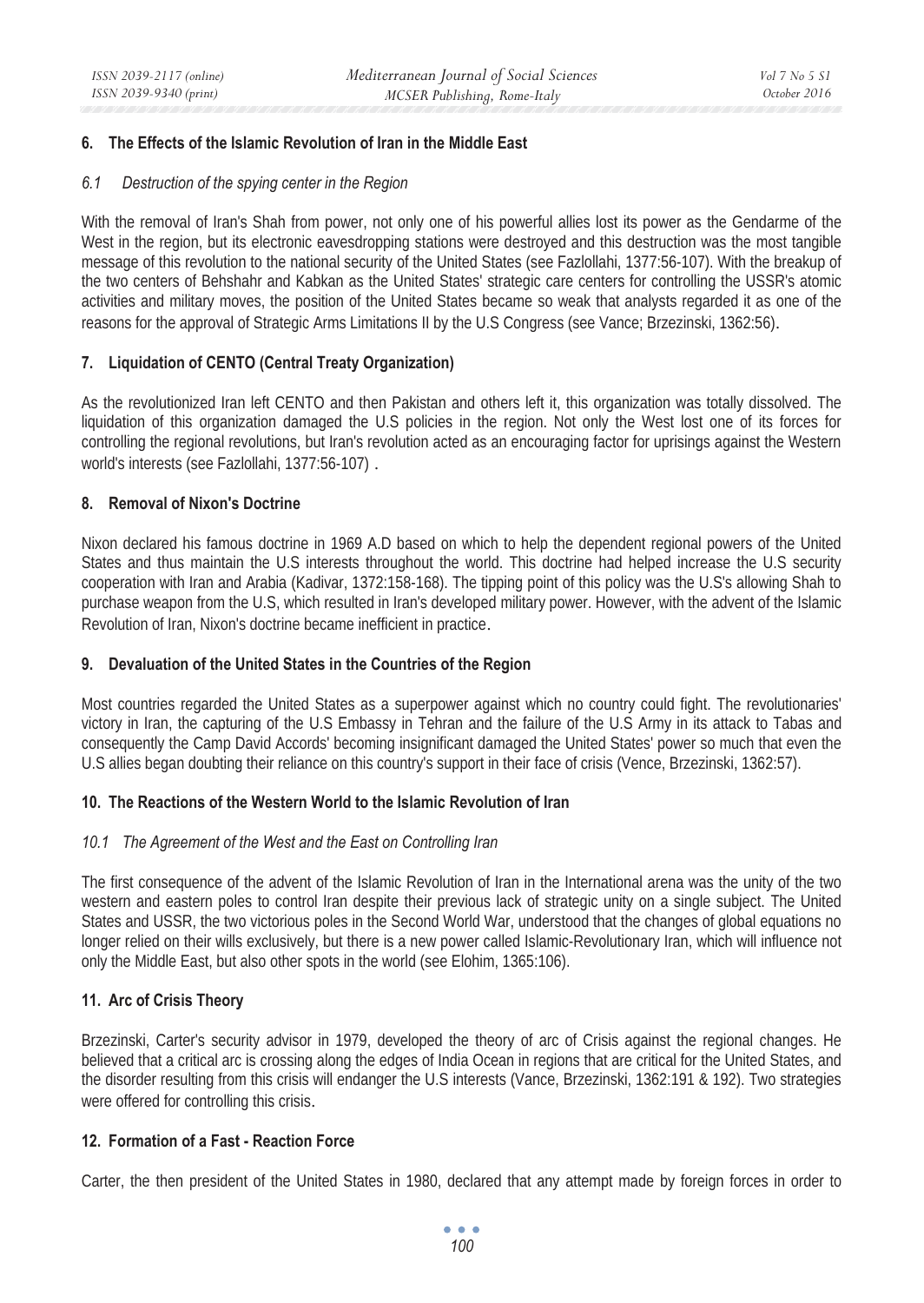## 6. The Effects of the Islamic Revolution of Iran in the Middle East

### *6.1 Destruction of the spying center in the Region*

With the removal of Iran's Shah from power, not only one of his powerful allies lost its power as the Gendarme of the West in the region, but its electronic eavesdropping stations were destroyed and this destruction was the most tangible message of this revolution to the national security of the United States (see Fazlollahi, 1377:56-107). With the breakup of the two centers of Behshahr and Kabkan as the United States' strategic care centers for controlling the USSR's atomic activities and military moves, the position of the United States became so weak that analysts regarded it as one of the reasons for the approval of Strategic Arms Limitations II by the U.S Congress (see Vance; Brzezinski, 1362:56).

## 7. Liquidation of CENTO (Central Treaty Organization)

As the revolutionized Iran left CENTO and then Pakistan and others left it, this organization was totally dissolved. The liquidation of this organization damaged the U.S policies in the region. Not only the West lost one of its forces for controlling the regional revolutions, but Iran's revolution acted as an encouraging factor for uprisings against the Western world's interests (see Fazlollahi, 1377:56-107) .

## 8. Removal of Nixon's Doctrine

Nixon declared his famous doctrine in 1969 A.D based on which to help the dependent regional powers of the United States and thus maintain the U.S interests throughout the world. This doctrine had helped increase the U.S security cooperation with Iran and Arabia (Kadivar, 1372:158-168). The tipping point of this policy was the U.S's allowing Shah to purchase weapon from the U.S, which resulted in Iran's developed military power. However, with the advent of the Islamic Revolution of Iran, Nixon's doctrine became inefficient in practice.

## 9. Devaluation of the United States in the Countries of the Region

Most countries regarded the United States as a superpower against which no country could fight. The revolutionaries' victory in Iran, the capturing of the U.S Embassy in Tehran and the failure of the U.S Army in its attack to Tabas and consequently the Camp David Accords' becoming insignificant damaged the United States' power so much that even the U.S allies began doubting their reliance on this country's support in their face of crisis (Vence, Brzezinski, 1362:57).

## 10. The Reactions of the Western World to the Islamic Revolution of Iran

### *10.1 The Agreement of the West and the East on Controlling Iran*

The first consequence of the advent of the Islamic Revolution of Iran in the International arena was the unity of the two western and eastern poles to control Iran despite their previous lack of strategic unity on a single subject. The United States and USSR, the two victorious poles in the Second World War, understood that the changes of global equations no longer relied on their wills exclusively, but there is a new power called Islamic-Revolutionary Iran, which will influence not only the Middle East, but also other spots in the world (see Elohim, 1365:106).

## 11. Arc of Crisis Theory

Brzezinski, Carter's security advisor in 1979, developed the theory of arc of Crisis against the regional changes. He believed that a critical arc is crossing along the edges of India Ocean in regions that are critical for the United States, and the disorder resulting from this crisis will endanger the U.S interests (Vance, Brzezinski, 1362:191 & 192). Two strategies were offered for controlling this crisis.

## 12. Formation of a Fast - Reaction Force

Carter, the then president of the United States in 1980, declared that any attempt made by foreign forces in order to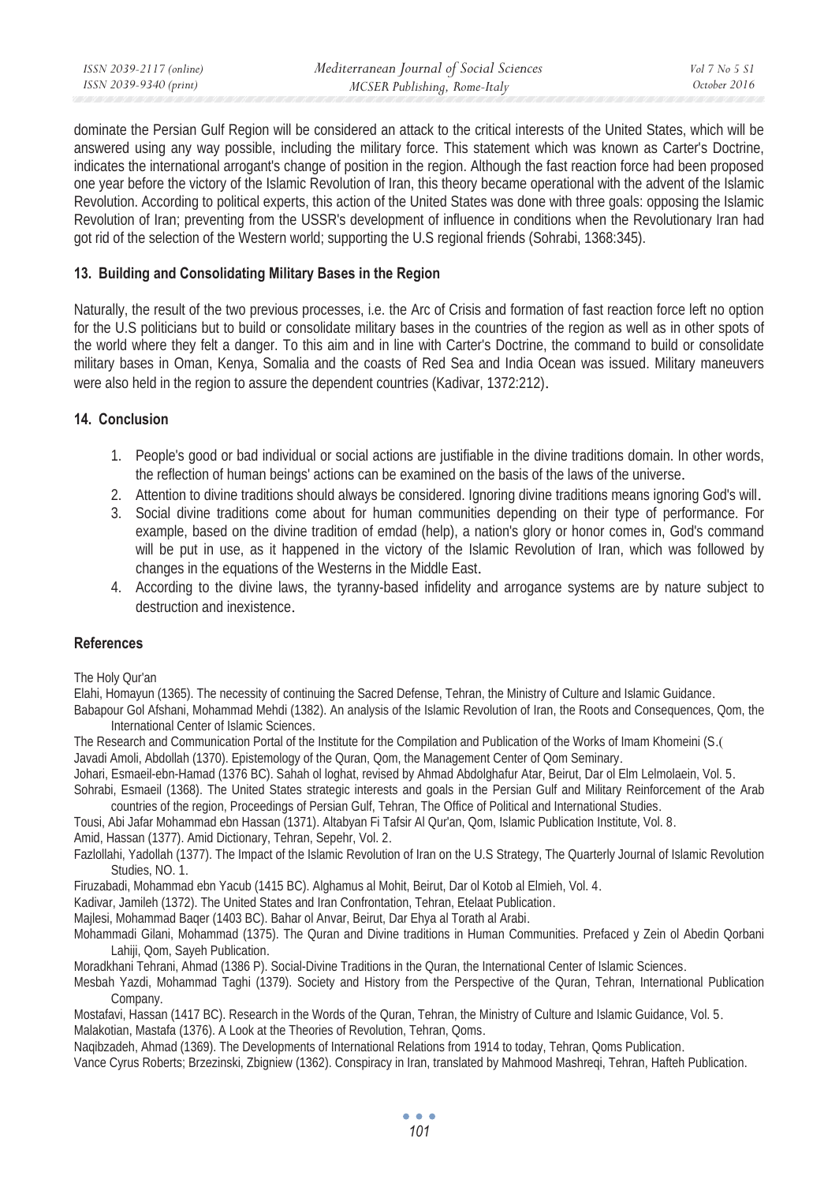dominate the Persian Gulf Region will be considered an attack to the critical interests of the United States, which will be answered using any way possible, including the military force. This statement which was known as Carter's Doctrine, indicates the international arrogant's change of position in the region. Although the fast reaction force had been proposed one year before the victory of the Islamic Revolution of Iran, this theory became operational with the advent of the Islamic Revolution. According to political experts, this action of the United States was done with three goals: opposing the Islamic Revolution of Iran; preventing from the USSR's development of influence in conditions when the Revolutionary Iran had got rid of the selection of the Western world; supporting the U.S regional friends (Sohrabi, 1368:345).

### 13. Building and Consolidating Military Bases in the Region

Naturally, the result of the two previous processes, i.e. the Arc of Crisis and formation of fast reaction force left no option for the U.S politicians but to build or consolidate military bases in the countries of the region as well as in other spots of the world where they felt a danger. To this aim and in line with Carter's Doctrine, the command to build or consolidate military bases in Oman, Kenya, Somalia and the coasts of Red Sea and India Ocean was issued. Military maneuvers were also held in the region to assure the dependent countries (Kadivar, 1372:212).

### 14. Conclusion

1. People's good or bad individual or social actions are justifiable in the divine traditions domain. In other words, the reflection of human beings' actions can be examined on the basis of the laws of the universe.
2. Attention to divine traditions should always be considered. Ignoring divine traditions means ignoring God's will.
3. Social divine traditions come about for human communities depending on their type of performance. For example, based on the divine tradition of emdad (help), a nation's glory or honor comes in, God's command will be put in use, as it happened in the victory of the Islamic Revolution of Iran, which was followed by changes in the equations of the Westerns in the Middle East.
4. According to the divine laws, the tyranny-based infidelity and arrogance systems are by nature subject to destruction and inexistence.

### References

The Holy Qur'an

Elahi, Homayun (1365). The necessity of continuing the Sacred Defense, Tehran, the Ministry of Culture and Islamic Guidance.

Babapour Gol Afshani, Mohammad Mehdi (1382). An analysis of the Islamic Revolution of Iran, the Roots and Consequences, Qom, the International Center of Islamic Sciences.

The Research and Communication Portal of the Institute for the Compilation and Publication of the Works of Imam Khomeini (S.(

Javadi Amoli, Abdollah (1370). Epistemology of the Quran, Qom, the Management Center of Qom Seminary.

Johari, Esmaeil-ebn-Hamad (1376 BC). Sahah ol loghat, revised by Ahmad Abdolghafur Atar, Beirut, Dar ol Elm Lelmolaein, Vol. 5.

Sohrabi, Esmaeil (1368). The United States strategic interests and goals in the Persian Gulf and Military Reinforcement of the Arab countries of the region, Proceedings of Persian Gulf, Tehran, The Office of Political and International Studies.

Tousi, Abi Jafar Mohammad ebn Hassan (1371). Altabyan Fi Tafsir Al Qur'an, Qom, Islamic Publication Institute, Vol. 8.

Amid, Hassan (1377). Amid Dictionary, Tehran, Sepehr, Vol. 2.

Fazlollahi, Yadollah (1377). The Impact of the Islamic Revolution of Iran on the U.S Strategy, The Quarterly Journal of Islamic Revolution Studies, NO. 1.

Firuzabadi, Mohammad ebn Yacub (1415 BC). Alghamus al Mohit, Beirut, Dar ol Kotob al Elmieh, Vol. 4.

Kadivar, Jamileh (1372). The United States and Iran Confrontation, Tehran, Etelaat Publication.

Majlesi, Mohammad Baqer (1403 BC). Bahar ol Anvar, Beirut, Dar Ehya al Torath al Arabi.

Mohammadi Gilani, Mohammad (1375). The Quran and Divine traditions in Human Communities. Prefaced y Zein ol Abedin Qorbani Lahiji, Qom, Sayeh Publication.

Moradkhani Tehrani, Ahmad (1386 P). Social-Divine Traditions in the Quran, the International Center of Islamic Sciences.

Mesbah Yazdi, Mohammad Taghi (1379). Society and History from the Perspective of the Quran, Tehran, International Publication Company.

Mostafavi, Hassan (1417 BC). Research in the Words of the Quran, Tehran, the Ministry of Culture and Islamic Guidance, Vol. 5.

Malakotian, Mastafa (1376). A Look at the Theories of Revolution, Tehran, Qoms.

Naqibzadeh, Ahmad (1369). The Developments of International Relations from 1914 to today, Tehran, Qoms Publication.

Vance Cyrus Roberts; Brzezinski, Zbigniew (1362). Conspiracy in Iran, translated by Mahmood Mashreqi, Tehran, Hafteh Publication.